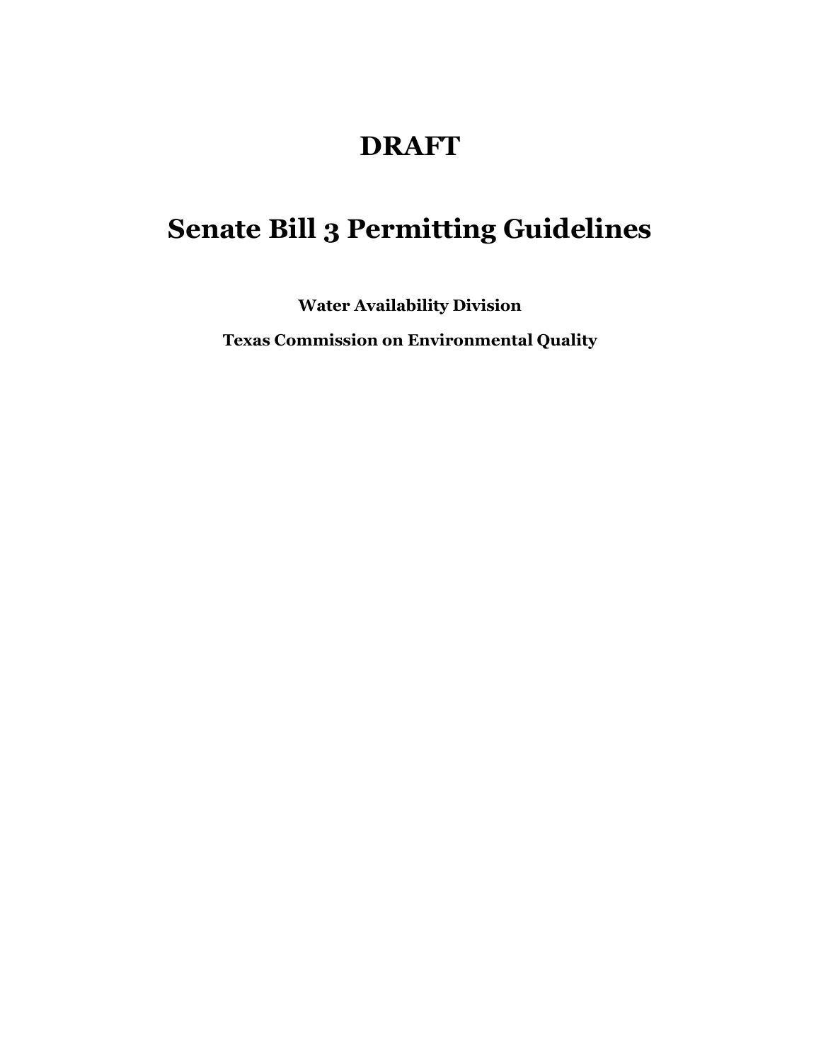# DRAFT

# Senate Bill 3 Permitting Guidelines

**Water Availability Division**

**Texas Commission on Environmental Quality**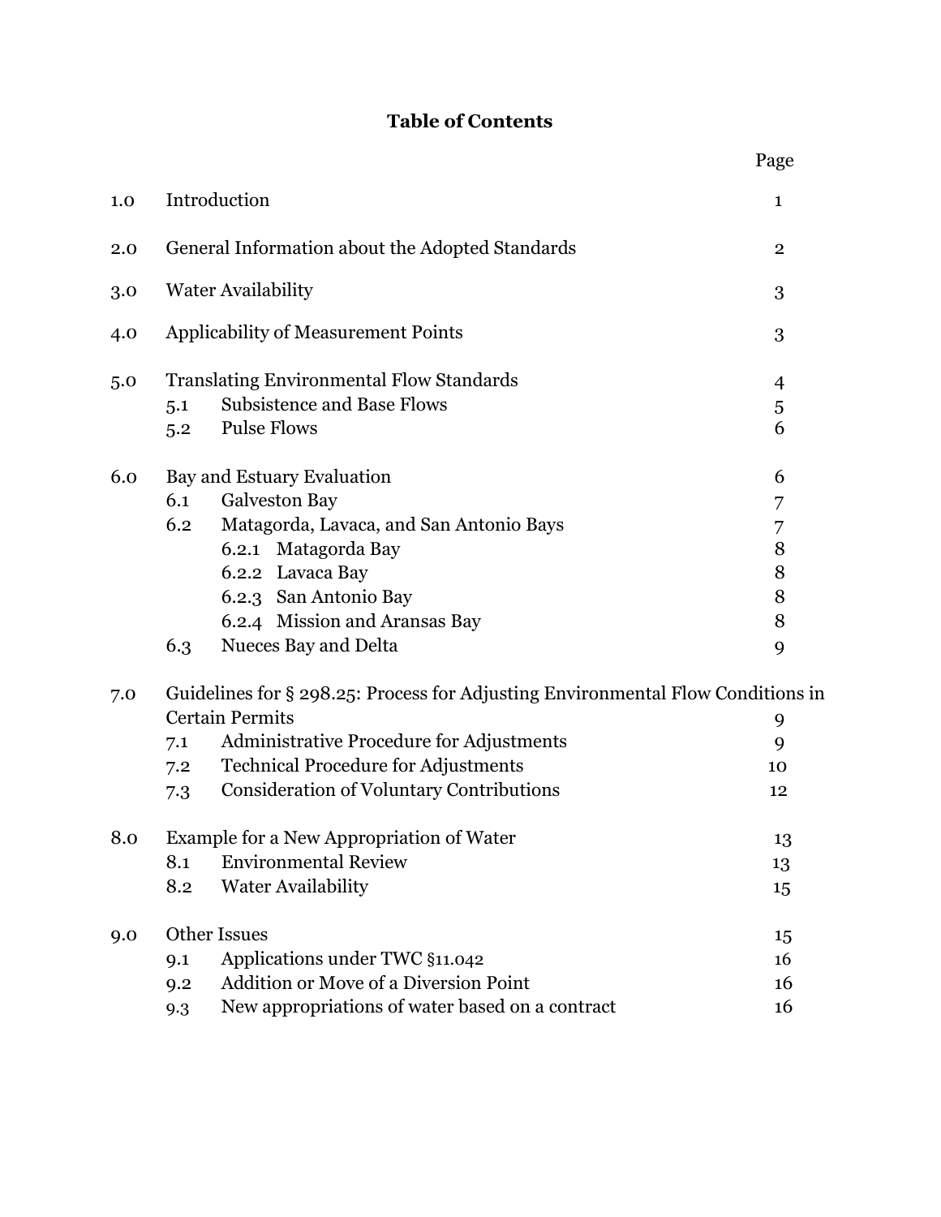# Table of Contents

| | | Page |
|---|---|---|
| 1.0 | Introduction | 1 |
| 2.0 | General Information about the Adopted Standards | 2 |
| 3.0 | Water Availability | 3 |
| 4.0 | Applicability of Measurement Points | 3 |
| 5.0 | Translating Environmental Flow Standards | 4 |
| 5.1 | Subsistence and Base Flows | 5 |
| 5.2 | Pulse Flows | 6 |
| 6.0 | Bay and Estuary Evaluation | 6 |
| 6.1 | Galveston Bay | 7 |
| 6.2 | Matagorda, Lavaca, and San Antonio Bays | 7 |
| 6.2.1 | Matagorda Bay | 8 |
| 6.2.2 | Lavaca Bay | 8 |
| 6.2.3 | San Antonio Bay | 8 |
| 6.2.4 | Mission and Aransas Bay | 8 |
| 6.3 | Nueces Bay and Delta | 9 |
| 7.0 | Guidelines for § 298.25: Process for Adjusting Environmental Flow Conditions in Certain Permits | 9 |
| 7.1 | Administrative Procedure for Adjustments | 9 |
| 7.2 | Technical Procedure for Adjustments | 10 |
| 7.3 | Consideration of Voluntary Contributions | 12 |
| 8.0 | Example for a New Appropriation of Water | 13 |
| 8.1 | Environmental Review | 13 |
| 8.2 | Water Availability | 15 |
| 9.0 | Other Issues | 15 |
| 9.1 | Applications under TWC §11.042 | 16 |
| 9.2 | Addition or Move of a Diversion Point | 16 |
| 9.3 | New appropriations of water based on a contract | 16 |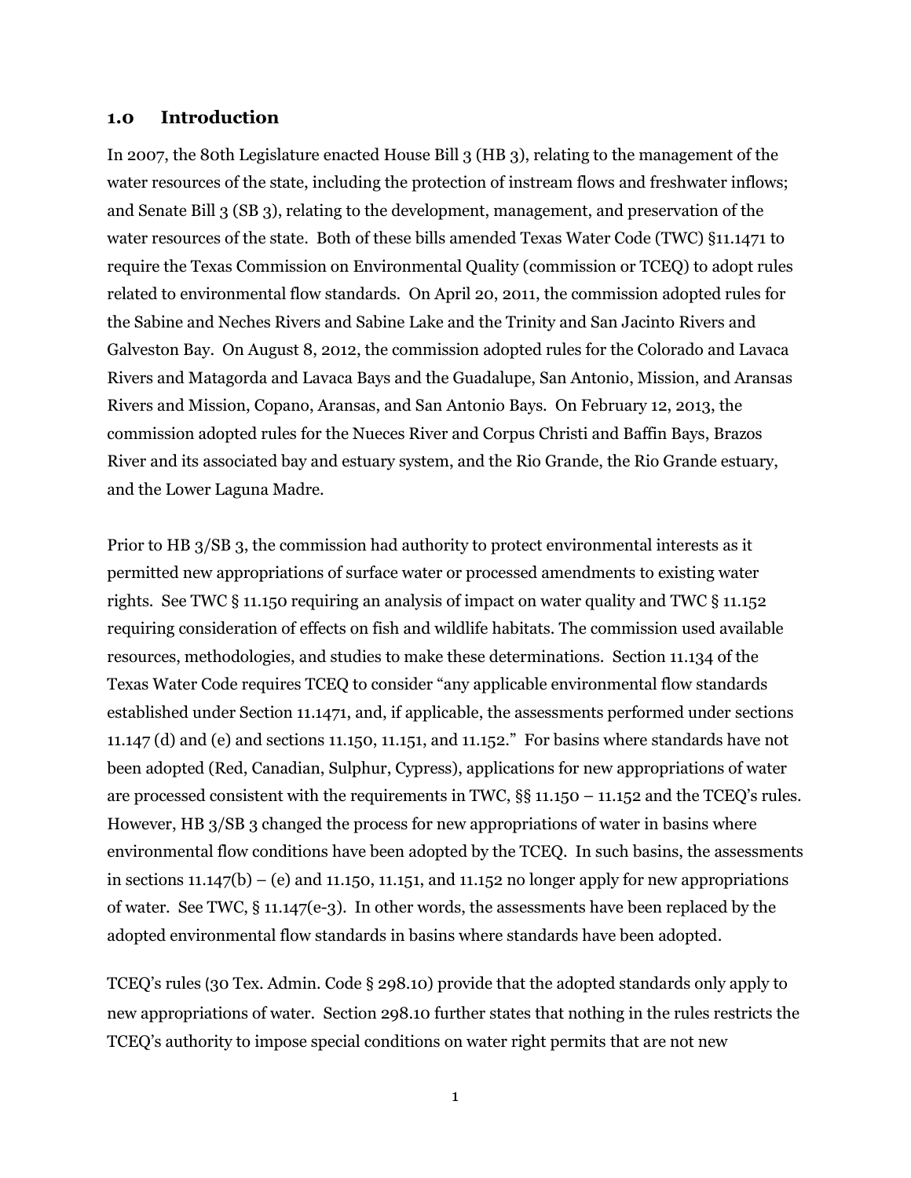## 1.0 Introduction

In 2007, the 80th Legislature enacted House Bill 3 (HB 3), relating to the management of the water resources of the state, including the protection of instream flows and freshwater inflows; and Senate Bill 3 (SB 3), relating to the development, management, and preservation of the water resources of the state. Both of these bills amended Texas Water Code (TWC) §11.1471 to require the Texas Commission on Environmental Quality (commission or TCEQ) to adopt rules related to environmental flow standards. On April 20, 2011, the commission adopted rules for the Sabine and Neches Rivers and Sabine Lake and the Trinity and San Jacinto Rivers and Galveston Bay. On August 8, 2012, the commission adopted rules for the Colorado and Lavaca Rivers and Matagorda and Lavaca Bays and the Guadalupe, San Antonio, Mission, and Aransas Rivers and Mission, Copano, Aransas, and San Antonio Bays. On February 12, 2013, the commission adopted rules for the Nueces River and Corpus Christi and Baffin Bays, Brazos River and its associated bay and estuary system, and the Rio Grande, the Rio Grande estuary, and the Lower Laguna Madre.

Prior to HB 3/SB 3, the commission had authority to protect environmental interests as it permitted new appropriations of surface water or processed amendments to existing water rights. See TWC § 11.150 requiring an analysis of impact on water quality and TWC § 11.152 requiring consideration of effects on fish and wildlife habitats. The commission used available resources, methodologies, and studies to make these determinations. Section 11.134 of the Texas Water Code requires TCEQ to consider "any applicable environmental flow standards established under Section 11.1471, and, if applicable, the assessments performed under sections 11.147 (d) and (e) and sections 11.150, 11.151, and 11.152." For basins where standards have not been adopted (Red, Canadian, Sulphur, Cypress), applications for new appropriations of water are processed consistent with the requirements in TWC, §§ 11.150 – 11.152 and the TCEQ's rules. However, HB 3/SB 3 changed the process for new appropriations of water in basins where environmental flow conditions have been adopted by the TCEQ. In such basins, the assessments in sections 11.147(b) – (e) and 11.150, 11.151, and 11.152 no longer apply for new appropriations of water. See TWC, § 11.147(e-3). In other words, the assessments have been replaced by the adopted environmental flow standards in basins where standards have been adopted.

TCEQ's rules (30 Tex. Admin. Code § 298.10) provide that the adopted standards only apply to new appropriations of water. Section 298.10 further states that nothing in the rules restricts the TCEQ's authority to impose special conditions on water right permits that are not new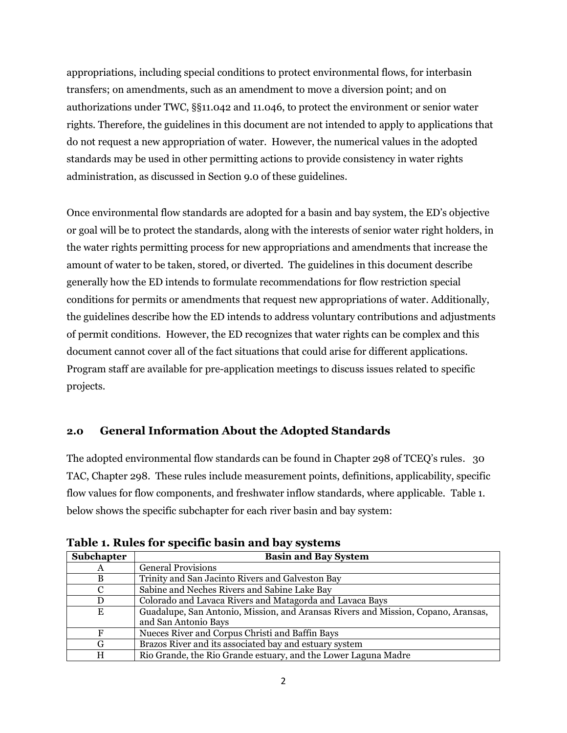appropriations, including special conditions to protect environmental flows, for interbasin transfers; on amendments, such as an amendment to move a diversion point; and on authorizations under TWC, §§11.042 and 11.046, to protect the environment or senior water rights. Therefore, the guidelines in this document are not intended to apply to applications that do not request a new appropriation of water. However, the numerical values in the adopted standards may be used in other permitting actions to provide consistency in water rights administration, as discussed in Section 9.0 of these guidelines.

Once environmental flow standards are adopted for a basin and bay system, the ED's objective or goal will be to protect the standards, along with the interests of senior water right holders, in the water rights permitting process for new appropriations and amendments that increase the amount of water to be taken, stored, or diverted. The guidelines in this document describe generally how the ED intends to formulate recommendations for flow restriction special conditions for permits or amendments that request new appropriations of water. Additionally, the guidelines describe how the ED intends to address voluntary contributions and adjustments of permit conditions. However, the ED recognizes that water rights can be complex and this document cannot cover all of the fact situations that could arise for different applications. Program staff are available for pre-application meetings to discuss issues related to specific projects.

## 2.0 General Information About the Adopted Standards

The adopted environmental flow standards can be found in Chapter 298 of TCEQ's rules. 30 TAC, Chapter 298. These rules include measurement points, definitions, applicability, specific flow values for flow components, and freshwater inflow standards, where applicable. Table 1. below shows the specific subchapter for each river basin and bay system:

**Table 1. Rules for specific basin and bay systems**

| Subchapter | Basin and Bay System |
|---|---|
| A | General Provisions |
| B | Trinity and San Jacinto Rivers and Galveston Bay |
| C | Sabine and Neches Rivers and Sabine Lake Bay |
| D | Colorado and Lavaca Rivers and Matagorda and Lavaca Bays |
| E | Guadalupe, San Antonio, Mission, and Aransas Rivers and Mission, Copano, Aransas, and San Antonio Bays |
| F | Nueces River and Corpus Christi and Baffin Bays |
| G | Brazos River and its associated bay and estuary system |
| H | Rio Grande, the Rio Grande estuary, and the Lower Laguna Madre |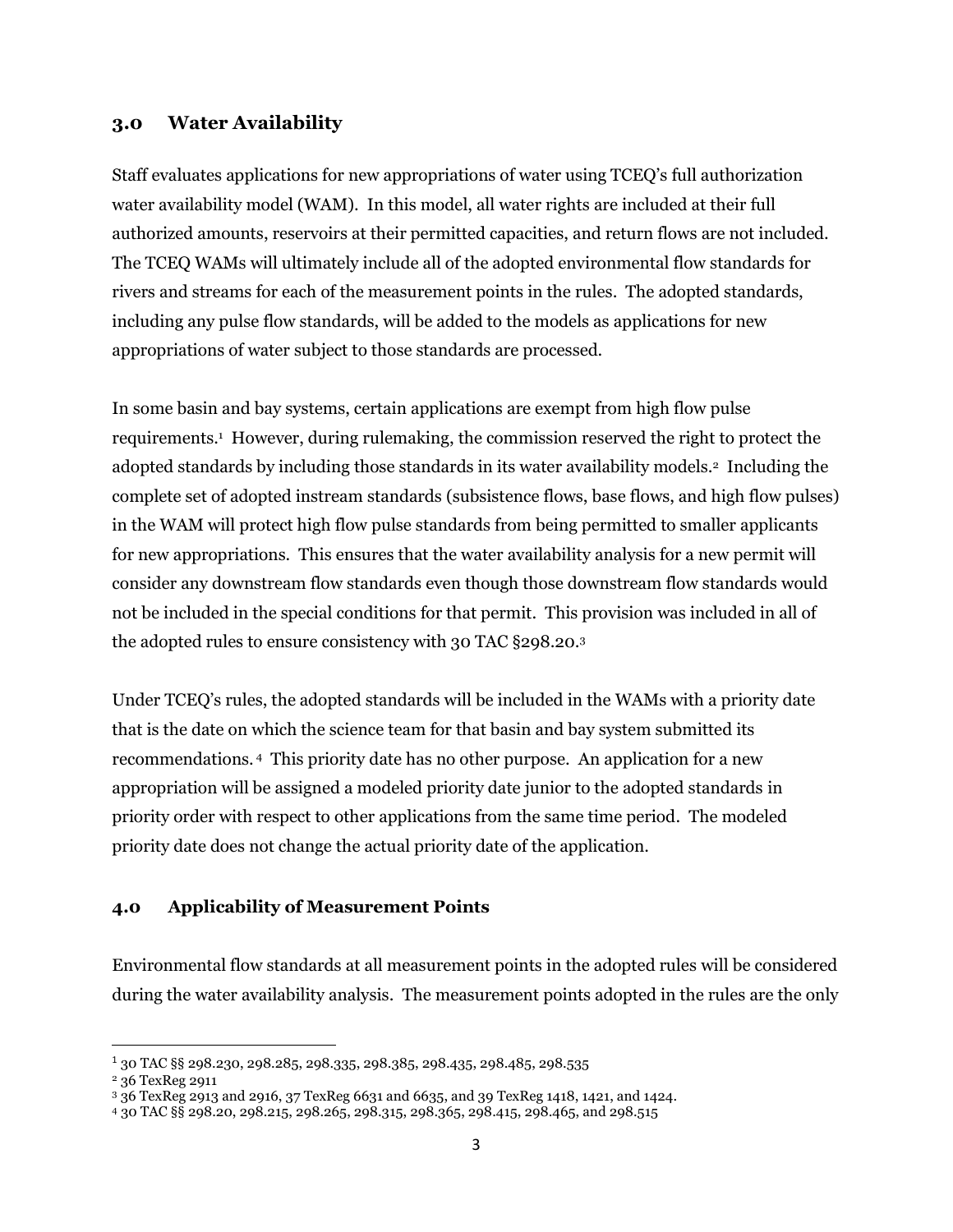## 3.0 Water Availability

Staff evaluates applications for new appropriations of water using TCEQ's full authorization water availability model (WAM). In this model, all water rights are included at their full authorized amounts, reservoirs at their permitted capacities, and return flows are not included. The TCEQ WAMs will ultimately include all of the adopted environmental flow standards for rivers and streams for each of the measurement points in the rules. The adopted standards, including any pulse flow standards, will be added to the models as applications for new appropriations of water subject to those standards are processed.

In some basin and bay systems, certain applications are exempt from high flow pulse requirements.[1] However, during rulemaking, the commission reserved the right to protect the adopted standards by including those standards in its water availability models.[2] Including the complete set of adopted instream standards (subsistence flows, base flows, and high flow pulses) in the WAM will protect high flow pulse standards from being permitted to smaller applicants for new appropriations. This ensures that the water availability analysis for a new permit will consider any downstream flow standards even though those downstream flow standards would not be included in the special conditions for that permit. This provision was included in all of the adopted rules to ensure consistency with 30 TAC §298.20.[3]

Under TCEQ's rules, the adopted standards will be included in the WAMs with a priority date that is the date on which the science team for that basin and bay system submitted its recommendations.[4] This priority date has no other purpose. An application for a new appropriation will be assigned a modeled priority date junior to the adopted standards in priority order with respect to other applications from the same time period. The modeled priority date does not change the actual priority date of the application.

## 4.0 Applicability of Measurement Points

Environmental flow standards at all measurement points in the adopted rules will be considered during the water availability analysis. The measurement points adopted in the rules are the only

---

[1] 30 TAC §§ 298.230, 298.285, 298.335, 298.385, 298.435, 298.485, 298.535

[2] 36 TexReg 2911

[3] 36 TexReg 2913 and 2916, 37 TexReg 6631 and 6635, and 39 TexReg 1418, 1421, and 1424.

[4] 30 TAC §§ 298.20, 298.215, 298.265, 298.315, 298.365, 298.415, 298.465, and 298.515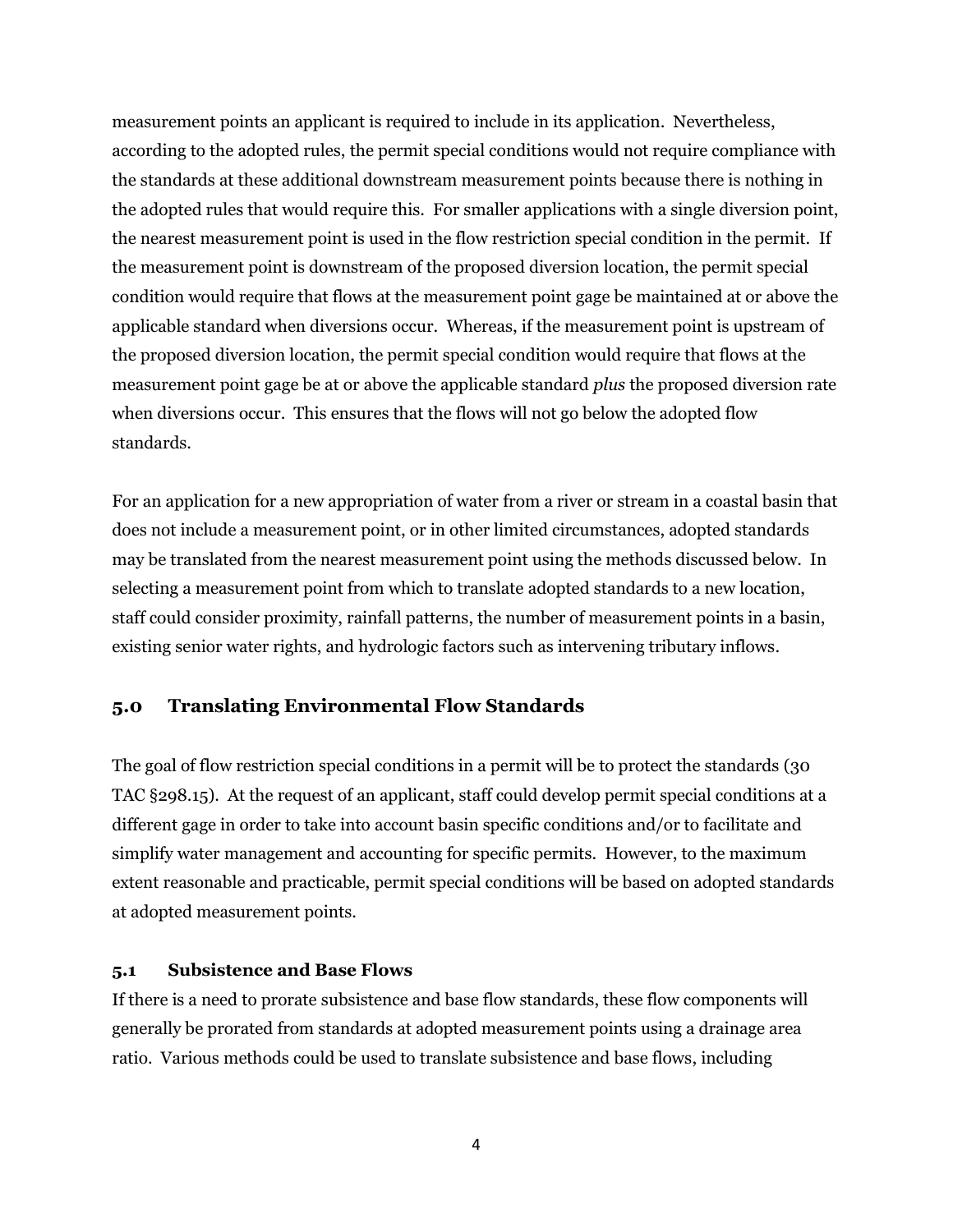measurement points an applicant is required to include in its application. Nevertheless, according to the adopted rules, the permit special conditions would not require compliance with the standards at these additional downstream measurement points because there is nothing in the adopted rules that would require this. For smaller applications with a single diversion point, the nearest measurement point is used in the flow restriction special condition in the permit. If the measurement point is downstream of the proposed diversion location, the permit special condition would require that flows at the measurement point gage be maintained at or above the applicable standard when diversions occur. Whereas, if the measurement point is upstream of the proposed diversion location, the permit special condition would require that flows at the measurement point gage be at or above the applicable standard *plus* the proposed diversion rate when diversions occur. This ensures that the flows will not go below the adopted flow standards.

For an application for a new appropriation of water from a river or stream in a coastal basin that does not include a measurement point, or in other limited circumstances, adopted standards may be translated from the nearest measurement point using the methods discussed below. In selecting a measurement point from which to translate adopted standards to a new location, staff could consider proximity, rainfall patterns, the number of measurement points in a basin, existing senior water rights, and hydrologic factors such as intervening tributary inflows.

## 5.0 Translating Environmental Flow Standards

The goal of flow restriction special conditions in a permit will be to protect the standards (30 TAC §298.15). At the request of an applicant, staff could develop permit special conditions at a different gage in order to take into account basin specific conditions and/or to facilitate and simplify water management and accounting for specific permits. However, to the maximum extent reasonable and practicable, permit special conditions will be based on adopted standards at adopted measurement points.

### 5.1 Subsistence and Base Flows

If there is a need to prorate subsistence and base flow standards, these flow components will generally be prorated from standards at adopted measurement points using a drainage area ratio. Various methods could be used to translate subsistence and base flows, including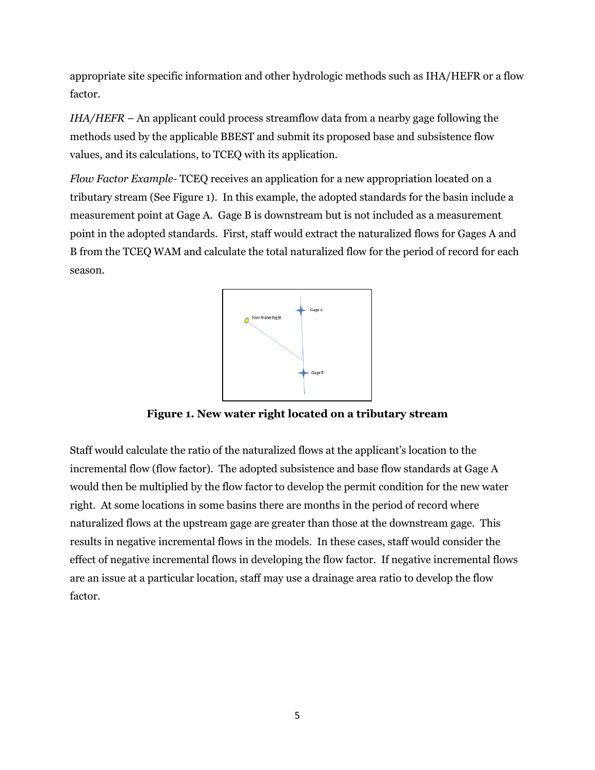appropriate site specific information and other hydrologic methods such as IHA/HEFR or a flow factor.

*IHA/HEFR* – An applicant could process streamflow data from a nearby gage following the methods used by the applicable BBEST and submit its proposed base and subsistence flow values, and its calculations, to TCEQ with its application.

*Flow Factor Example-* TCEQ receives an application for a new appropriation located on a tributary stream (See Figure 1). In this example, the adopted standards for the basin include a measurement point at Gage A. Gage B is downstream but is not included as a measurement point in the adopted standards. First, staff would extract the naturalized flows for Gages A and B from the TCEQ WAM and calculate the total naturalized flow for the period of record for each season.

**Figure 1. New water right located on a tributary stream**

Staff would calculate the ratio of the naturalized flows at the applicant's location to the incremental flow (flow factor). The adopted subsistence and base flow standards at Gage A would then be multiplied by the flow factor to develop the permit condition for the new water right. At some locations in some basins there are months in the period of record where naturalized flows at the upstream gage are greater than those at the downstream gage. This results in negative incremental flows in the models. In these cases, staff would consider the effect of negative incremental flows in developing the flow factor. If negative incremental flows are an issue at a particular location, staff may use a drainage area ratio to develop the flow factor.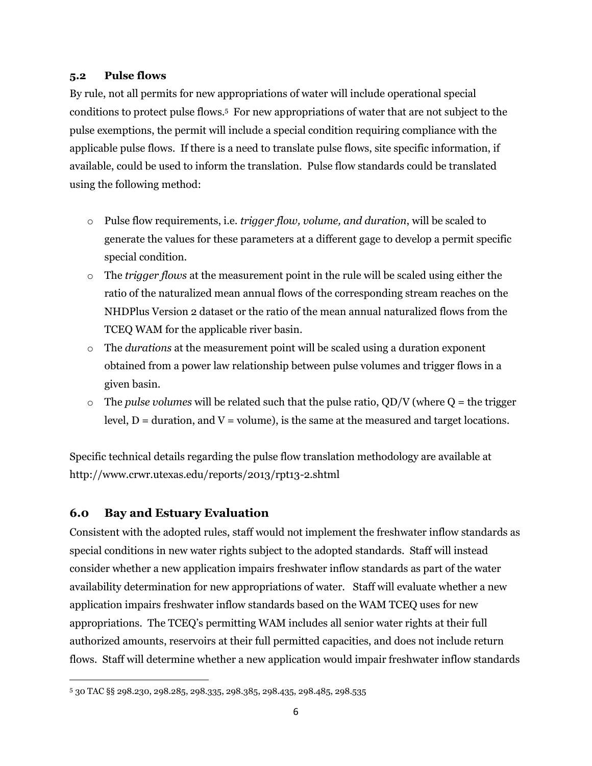### 5.2 Pulse flows

By rule, not all permits for new appropriations of water will include operational special conditions to protect pulse flows.[5] For new appropriations of water that are not subject to the pulse exemptions, the permit will include a special condition requiring compliance with the applicable pulse flows. If there is a need to translate pulse flows, site specific information, if available, could be used to inform the translation. Pulse flow standards could be translated using the following method:

- Pulse flow requirements, i.e. *trigger flow, volume, and duration*, will be scaled to generate the values for these parameters at a different gage to develop a permit specific special condition.
- The *trigger flows* at the measurement point in the rule will be scaled using either the ratio of the naturalized mean annual flows of the corresponding stream reaches on the NHDPlus Version 2 dataset or the ratio of the mean annual naturalized flows from the TCEQ WAM for the applicable river basin.
- The *durations* at the measurement point will be scaled using a duration exponent obtained from a power law relationship between pulse volumes and trigger flows in a given basin.
- The *pulse volumes* will be related such that the pulse ratio, $QD/V$ (where $Q$ = the trigger level, $D$ = duration, and $V$ = volume), is the same at the measured and target locations.

Specific technical details regarding the pulse flow translation methodology are available at http://www.crwr.utexas.edu/reports/2013/rpt13-2.shtml

## 6.0 Bay and Estuary Evaluation

Consistent with the adopted rules, staff would not implement the freshwater inflow standards as special conditions in new water rights subject to the adopted standards. Staff will instead consider whether a new application impairs freshwater inflow standards as part of the water availability determination for new appropriations of water. Staff will evaluate whether a new application impairs freshwater inflow standards based on the WAM TCEQ uses for new appropriations. The TCEQ's permitting WAM includes all senior water rights at their full authorized amounts, reservoirs at their full permitted capacities, and does not include return flows. Staff will determine whether a new application would impair freshwater inflow standards

[5] 30 TAC §§ 298.230, 298.285, 298.335, 298.385, 298.435, 298.485, 298.535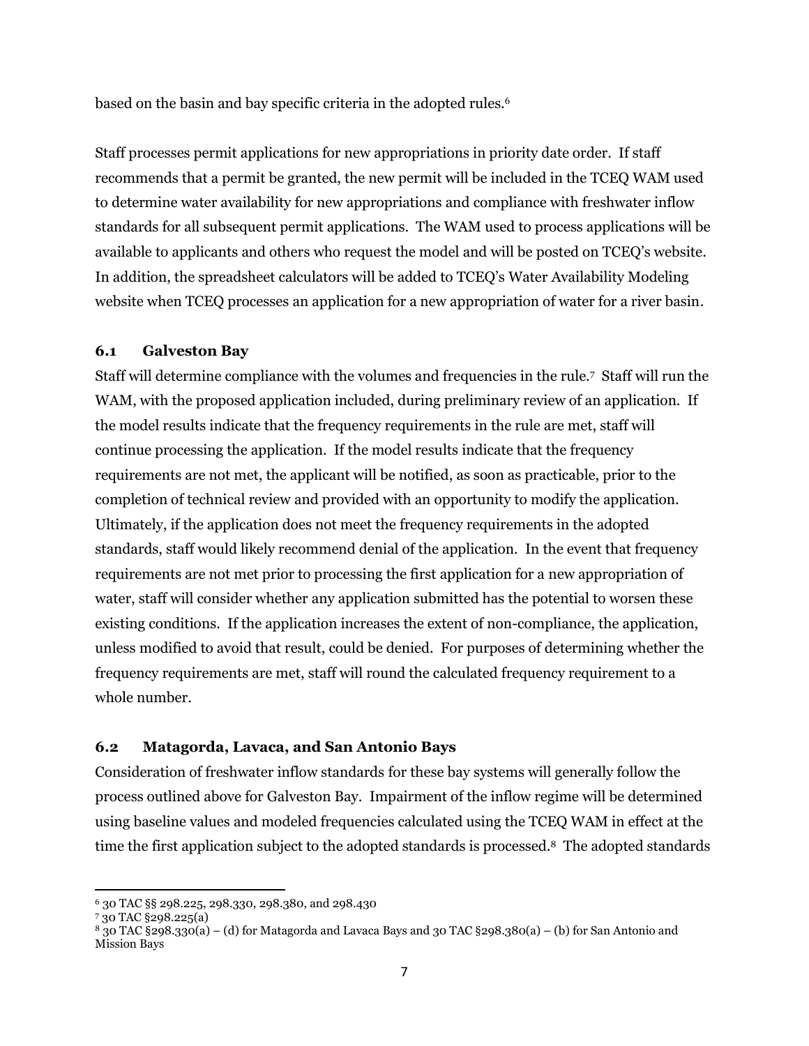based on the basin and bay specific criteria in the adopted rules.[6]

Staff processes permit applications for new appropriations in priority date order. If staff recommends that a permit be granted, the new permit will be included in the TCEQ WAM used to determine water availability for new appropriations and compliance with freshwater inflow standards for all subsequent permit applications. The WAM used to process applications will be available to applicants and others who request the model and will be posted on TCEQ's website. In addition, the spreadsheet calculators will be added to TCEQ's Water Availability Modeling website when TCEQ processes an application for a new appropriation of water for a river basin.

### 6.1 Galveston Bay

Staff will determine compliance with the volumes and frequencies in the rule.[7] Staff will run the WAM, with the proposed application included, during preliminary review of an application. If the model results indicate that the frequency requirements in the rule are met, staff will continue processing the application. If the model results indicate that the frequency requirements are not met, the applicant will be notified, as soon as practicable, prior to the completion of technical review and provided with an opportunity to modify the application. Ultimately, if the application does not meet the frequency requirements in the adopted standards, staff would likely recommend denial of the application. In the event that frequency requirements are not met prior to processing the first application for a new appropriation of water, staff will consider whether any application submitted has the potential to worsen these existing conditions. If the application increases the extent of non-compliance, the application, unless modified to avoid that result, could be denied. For purposes of determining whether the frequency requirements are met, staff will round the calculated frequency requirement to a whole number.

### 6.2 Matagorda, Lavaca, and San Antonio Bays

Consideration of freshwater inflow standards for these bay systems will generally follow the process outlined above for Galveston Bay. Impairment of the inflow regime will be determined using baseline values and modeled frequencies calculated using the TCEQ WAM in effect at the time the first application subject to the adopted standards is processed.[8] The adopted standards

---

[6] 30 TAC §§ 298.225, 298.330, 298.380, and 298.430

[7] 30 TAC §298.225(a)

[8] 30 TAC §298.330(a) – (d) for Matagorda and Lavaca Bays and 30 TAC §298.380(a) – (b) for San Antonio and Mission Bays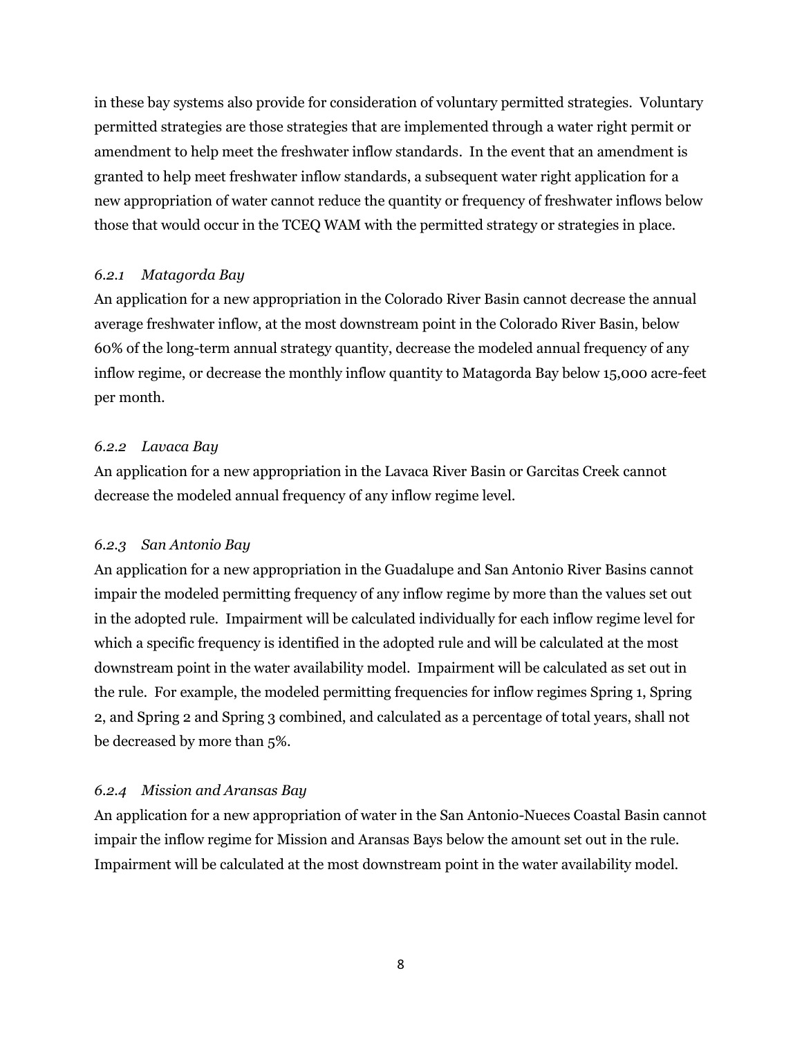in these bay systems also provide for consideration of voluntary permitted strategies. Voluntary permitted strategies are those strategies that are implemented through a water right permit or amendment to help meet the freshwater inflow standards. In the event that an amendment is granted to help meet freshwater inflow standards, a subsequent water right application for a new appropriation of water cannot reduce the quantity or frequency of freshwater inflows below those that would occur in the TCEQ WAM with the permitted strategy or strategies in place.

### *6.2.1 Matagorda Bay*

An application for a new appropriation in the Colorado River Basin cannot decrease the annual average freshwater inflow, at the most downstream point in the Colorado River Basin, below 60% of the long-term annual strategy quantity, decrease the modeled annual frequency of any inflow regime, or decrease the monthly inflow quantity to Matagorda Bay below 15,000 acre-feet per month.

### *6.2.2 Lavaca Bay*

An application for a new appropriation in the Lavaca River Basin or Garcitas Creek cannot decrease the modeled annual frequency of any inflow regime level.

### *6.2.3 San Antonio Bay*

An application for a new appropriation in the Guadalupe and San Antonio River Basins cannot impair the modeled permitting frequency of any inflow regime by more than the values set out in the adopted rule. Impairment will be calculated individually for each inflow regime level for which a specific frequency is identified in the adopted rule and will be calculated at the most downstream point in the water availability model. Impairment will be calculated as set out in the rule. For example, the modeled permitting frequencies for inflow regimes Spring 1, Spring 2, and Spring 2 and Spring 3 combined, and calculated as a percentage of total years, shall not be decreased by more than 5%.

### *6.2.4 Mission and Aransas Bay*

An application for a new appropriation of water in the San Antonio-Nueces Coastal Basin cannot impair the inflow regime for Mission and Aransas Bays below the amount set out in the rule. Impairment will be calculated at the most downstream point in the water availability model.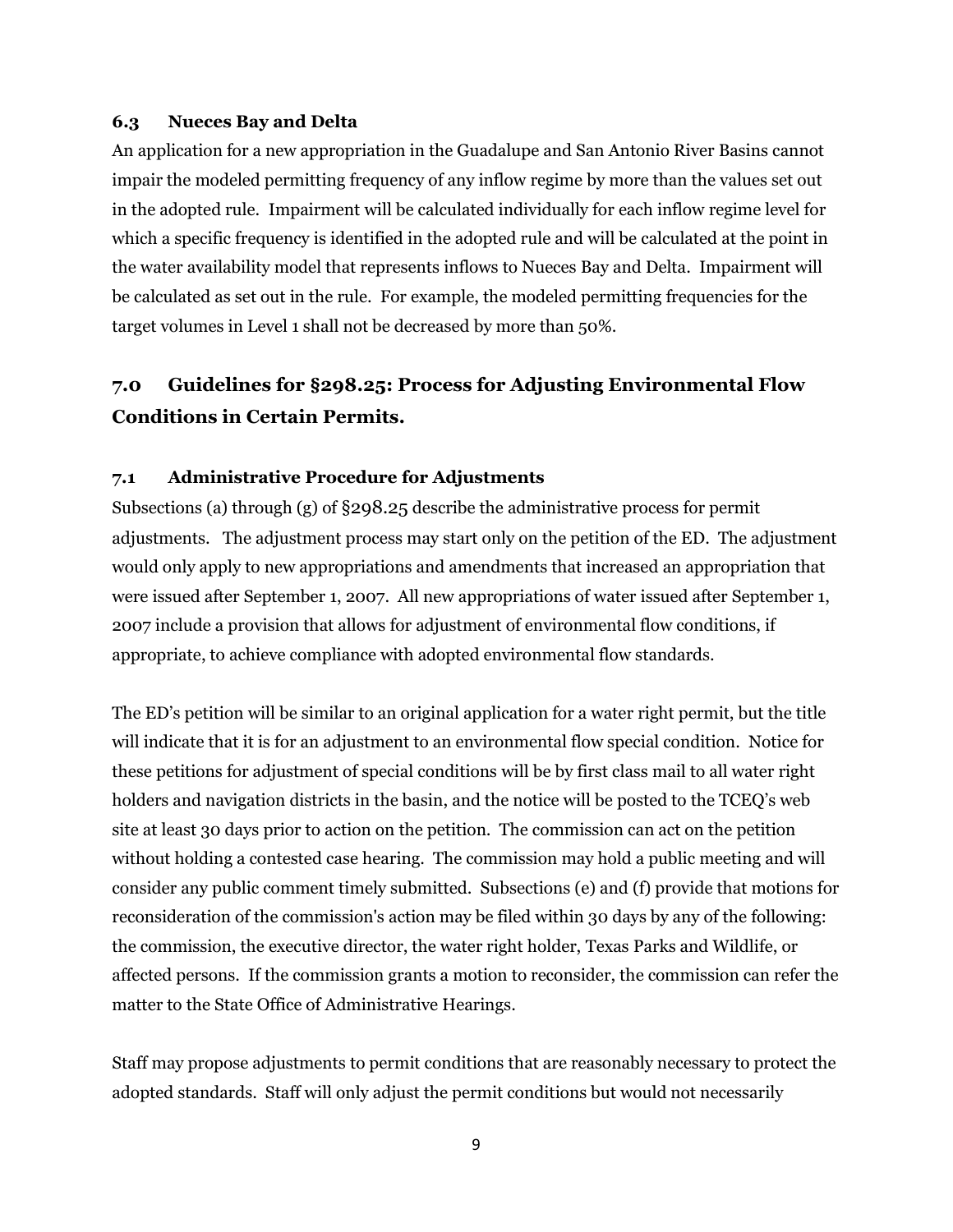### 6.3 Nueces Bay and Delta

An application for a new appropriation in the Guadalupe and San Antonio River Basins cannot impair the modeled permitting frequency of any inflow regime by more than the values set out in the adopted rule. Impairment will be calculated individually for each inflow regime level for which a specific frequency is identified in the adopted rule and will be calculated at the point in the water availability model that represents inflows to Nueces Bay and Delta. Impairment will be calculated as set out in the rule. For example, the modeled permitting frequencies for the target volumes in Level 1 shall not be decreased by more than 50%.

## 7.0 Guidelines for §298.25: Process for Adjusting Environmental Flow Conditions in Certain Permits.

### 7.1 Administrative Procedure for Adjustments

Subsections (a) through (g) of §298.25 describe the administrative process for permit adjustments. The adjustment process may start only on the petition of the ED. The adjustment would only apply to new appropriations and amendments that increased an appropriation that were issued after September 1, 2007. All new appropriations of water issued after September 1, 2007 include a provision that allows for adjustment of environmental flow conditions, if appropriate, to achieve compliance with adopted environmental flow standards.

The ED's petition will be similar to an original application for a water right permit, but the title will indicate that it is for an adjustment to an environmental flow special condition. Notice for these petitions for adjustment of special conditions will be by first class mail to all water right holders and navigation districts in the basin, and the notice will be posted to the TCEQ's web site at least 30 days prior to action on the petition. The commission can act on the petition without holding a contested case hearing. The commission may hold a public meeting and will consider any public comment timely submitted. Subsections (e) and (f) provide that motions for reconsideration of the commission's action may be filed within 30 days by any of the following: the commission, the executive director, the water right holder, Texas Parks and Wildlife, or affected persons. If the commission grants a motion to reconsider, the commission can refer the matter to the State Office of Administrative Hearings.

Staff may propose adjustments to permit conditions that are reasonably necessary to protect the adopted standards. Staff will only adjust the permit conditions but would not necessarily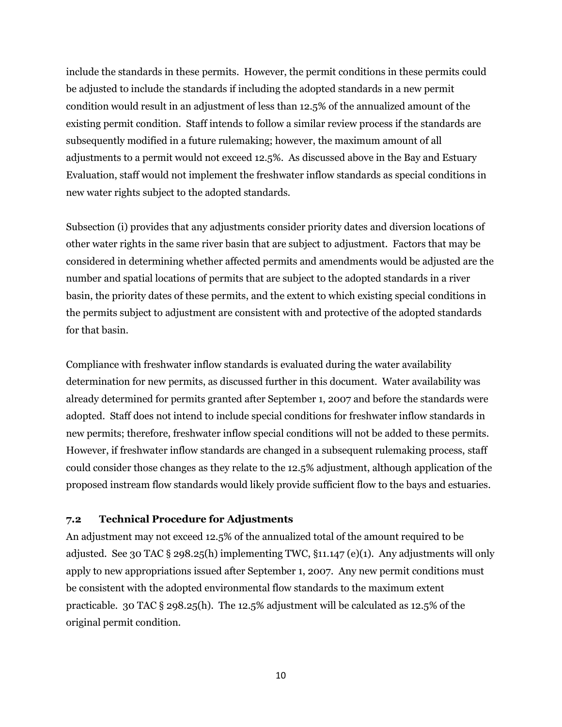include the standards in these permits. However, the permit conditions in these permits could be adjusted to include the standards if including the adopted standards in a new permit condition would result in an adjustment of less than 12.5% of the annualized amount of the existing permit condition. Staff intends to follow a similar review process if the standards are subsequently modified in a future rulemaking; however, the maximum amount of all adjustments to a permit would not exceed 12.5%. As discussed above in the Bay and Estuary Evaluation, staff would not implement the freshwater inflow standards as special conditions in new water rights subject to the adopted standards.

Subsection (i) provides that any adjustments consider priority dates and diversion locations of other water rights in the same river basin that are subject to adjustment. Factors that may be considered in determining whether affected permits and amendments would be adjusted are the number and spatial locations of permits that are subject to the adopted standards in a river basin, the priority dates of these permits, and the extent to which existing special conditions in the permits subject to adjustment are consistent with and protective of the adopted standards for that basin.

Compliance with freshwater inflow standards is evaluated during the water availability determination for new permits, as discussed further in this document. Water availability was already determined for permits granted after September 1, 2007 and before the standards were adopted. Staff does not intend to include special conditions for freshwater inflow standards in new permits; therefore, freshwater inflow special conditions will not be added to these permits. However, if freshwater inflow standards are changed in a subsequent rulemaking process, staff could consider those changes as they relate to the 12.5% adjustment, although application of the proposed instream flow standards would likely provide sufficient flow to the bays and estuaries.

### 7.2 Technical Procedure for Adjustments

An adjustment may not exceed 12.5% of the annualized total of the amount required to be adjusted. See 30 TAC § 298.25(h) implementing TWC, §11.147 (e)(1). Any adjustments will only apply to new appropriations issued after September 1, 2007. Any new permit conditions must be consistent with the adopted environmental flow standards to the maximum extent practicable. 30 TAC § 298.25(h). The 12.5% adjustment will be calculated as 12.5% of the original permit condition.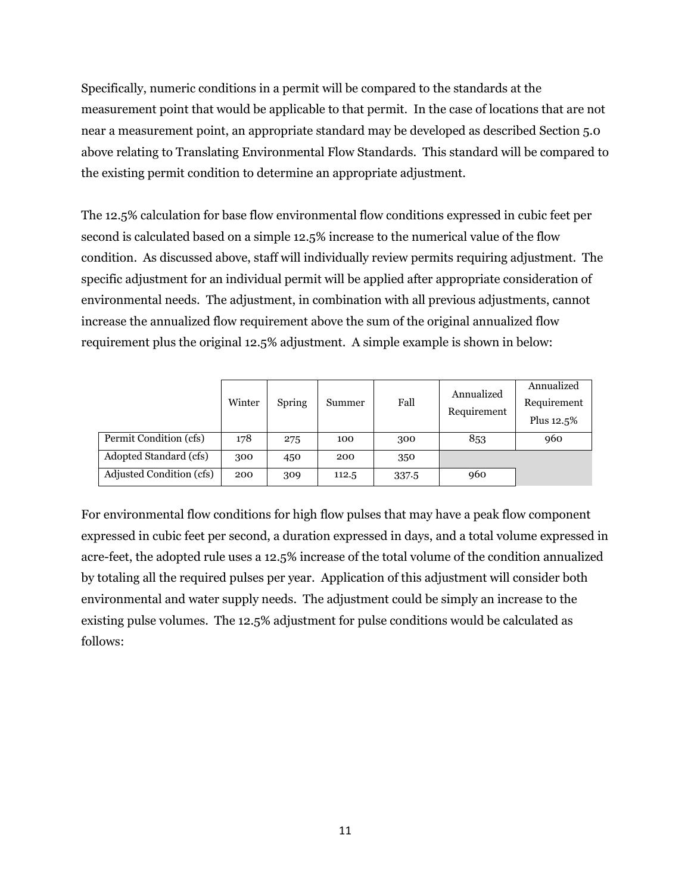Specifically, numeric conditions in a permit will be compared to the standards at the measurement point that would be applicable to that permit. In the case of locations that are not near a measurement point, an appropriate standard may be developed as described Section 5.0 above relating to Translating Environmental Flow Standards. This standard will be compared to the existing permit condition to determine an appropriate adjustment.

The 12.5% calculation for base flow environmental flow conditions expressed in cubic feet per second is calculated based on a simple 12.5% increase to the numerical value of the flow condition. As discussed above, staff will individually review permits requiring adjustment. The specific adjustment for an individual permit will be applied after appropriate consideration of environmental needs. The adjustment, in combination with all previous adjustments, cannot increase the annualized flow requirement above the sum of the original annualized flow requirement plus the original 12.5% adjustment. A simple example is shown in below:

| | Winter | Spring | Summer | Fall | Annualized Requirement | Annualized Requirement Plus 12.5% |
|---|---|---|---|---|---|---|
| Permit Condition (cfs) | 178 | 275 | 100 | 300 | 853 | 960 |
| Adopted Standard (cfs) | 300 | 450 | 200 | 350 | | |
| Adjusted Condition (cfs) | 200 | 309 | 112.5 | 337.5 | 960 | |

For environmental flow conditions for high flow pulses that may have a peak flow component expressed in cubic feet per second, a duration expressed in days, and a total volume expressed in acre-feet, the adopted rule uses a 12.5% increase of the total volume of the condition annualized by totaling all the required pulses per year. Application of this adjustment will consider both environmental and water supply needs. The adjustment could be simply an increase to the existing pulse volumes. The 12.5% adjustment for pulse conditions would be calculated as follows: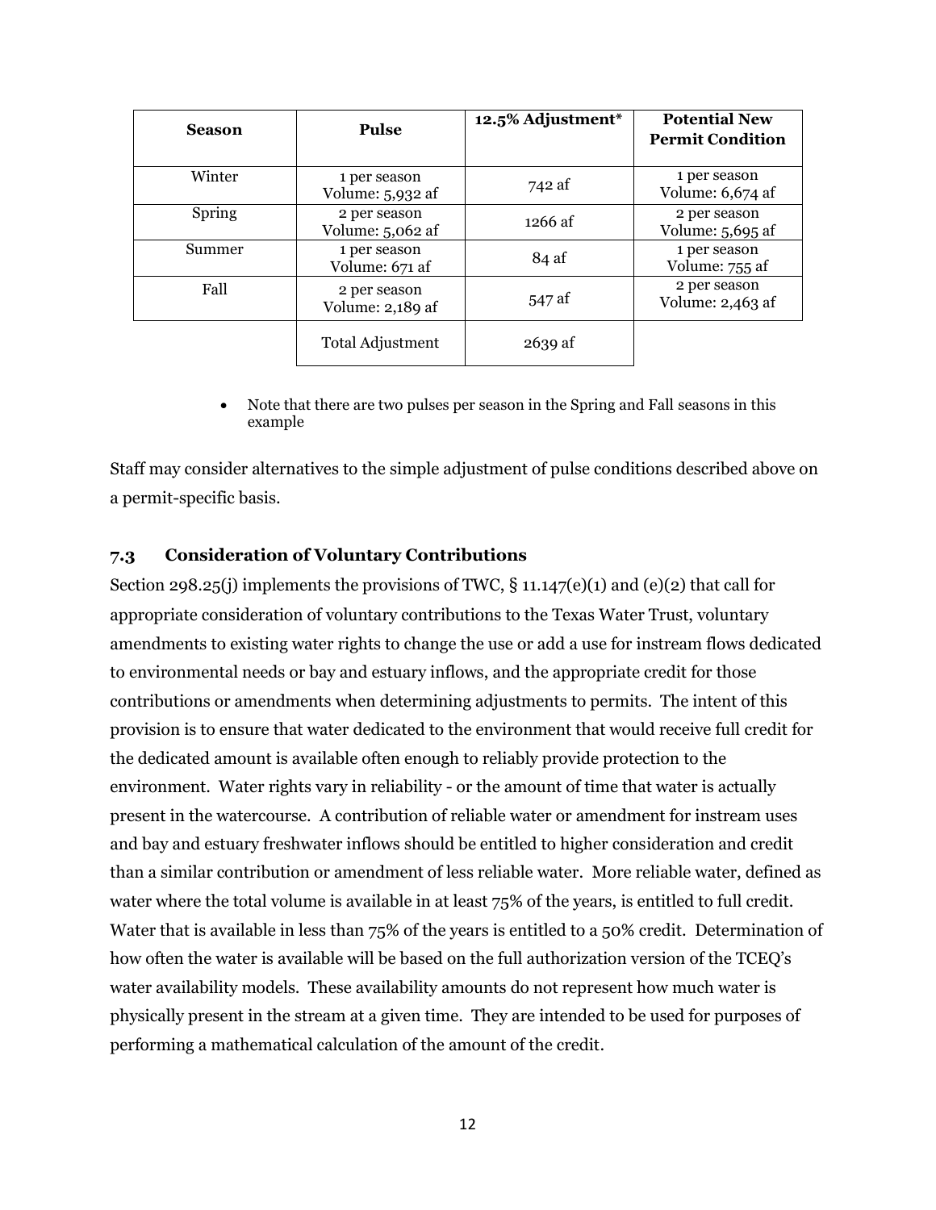| Season | Pulse | 12.5% Adjustment* | Potential New Permit Condition |
|---|---|---|---|
| Winter | 1 per season Volume: 5,932 af | 742 af | 1 per season Volume: 6,674 af |
| Spring | 2 per season Volume: 5,062 af | 1266 af | 2 per season Volume: 5,695 af |
| Summer | 1 per season Volume: 671 af | 84 af | 1 per season Volume: 755 af |
| Fall | 2 per season Volume: 2,189 af | 547 af | 2 per season Volume: 2,463 af |
| | Total Adjustment | 2639 af | |

- Note that there are two pulses per season in the Spring and Fall seasons in this example

Staff may consider alternatives to the simple adjustment of pulse conditions described above on a permit-specific basis.

### 7.3 Consideration of Voluntary Contributions

Section 298.25(j) implements the provisions of TWC, § 11.147(e)(1) and (e)(2) that call for appropriate consideration of voluntary contributions to the Texas Water Trust, voluntary amendments to existing water rights to change the use or add a use for instream flows dedicated to environmental needs or bay and estuary inflows, and the appropriate credit for those contributions or amendments when determining adjustments to permits. The intent of this provision is to ensure that water dedicated to the environment that would receive full credit for the dedicated amount is available often enough to reliably provide protection to the environment. Water rights vary in reliability - or the amount of time that water is actually present in the watercourse. A contribution of reliable water or amendment for instream uses and bay and estuary freshwater inflows should be entitled to higher consideration and credit than a similar contribution or amendment of less reliable water. More reliable water, defined as water where the total volume is available in at least 75% of the years, is entitled to full credit. Water that is available in less than 75% of the years is entitled to a 50% credit. Determination of how often the water is available will be based on the full authorization version of the TCEQ's water availability models. These availability amounts do not represent how much water is physically present in the stream at a given time. They are intended to be used for purposes of performing a mathematical calculation of the amount of the credit.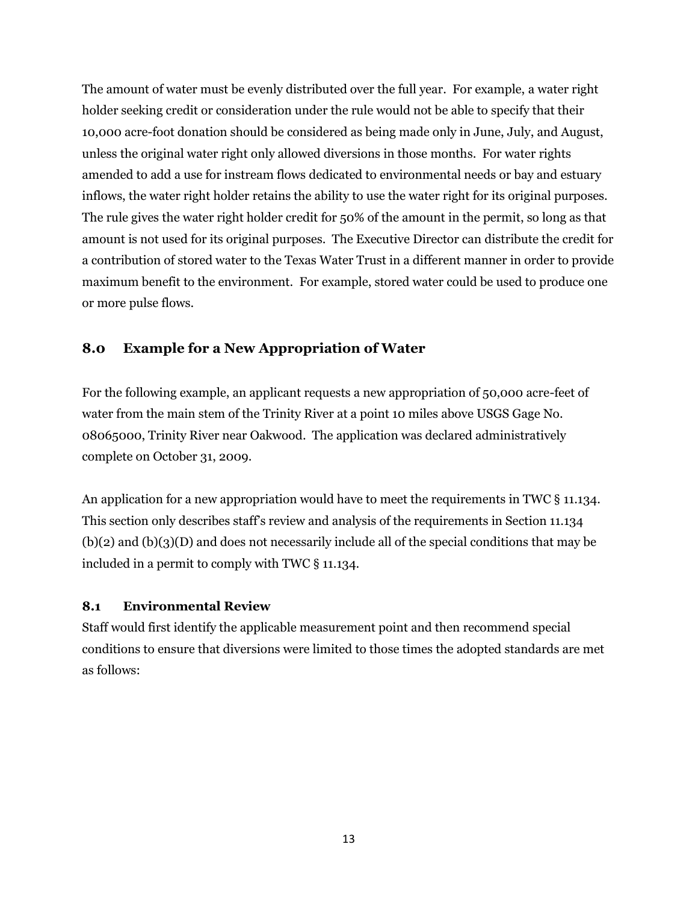The amount of water must be evenly distributed over the full year. For example, a water right holder seeking credit or consideration under the rule would not be able to specify that their 10,000 acre-foot donation should be considered as being made only in June, July, and August, unless the original water right only allowed diversions in those months. For water rights amended to add a use for instream flows dedicated to environmental needs or bay and estuary inflows, the water right holder retains the ability to use the water right for its original purposes. The rule gives the water right holder credit for 50% of the amount in the permit, so long as that amount is not used for its original purposes. The Executive Director can distribute the credit for a contribution of stored water to the Texas Water Trust in a different manner in order to provide maximum benefit to the environment. For example, stored water could be used to produce one or more pulse flows.

## 8.0 Example for a New Appropriation of Water

For the following example, an applicant requests a new appropriation of 50,000 acre-feet of water from the main stem of the Trinity River at a point 10 miles above USGS Gage No. 08065000, Trinity River near Oakwood. The application was declared administratively complete on October 31, 2009.

An application for a new appropriation would have to meet the requirements in TWC § 11.134. This section only describes staff's review and analysis of the requirements in Section 11.134 (b)(2) and (b)(3)(D) and does not necessarily include all of the special conditions that may be included in a permit to comply with TWC § 11.134.

### 8.1 Environmental Review

Staff would first identify the applicable measurement point and then recommend special conditions to ensure that diversions were limited to those times the adopted standards are met as follows: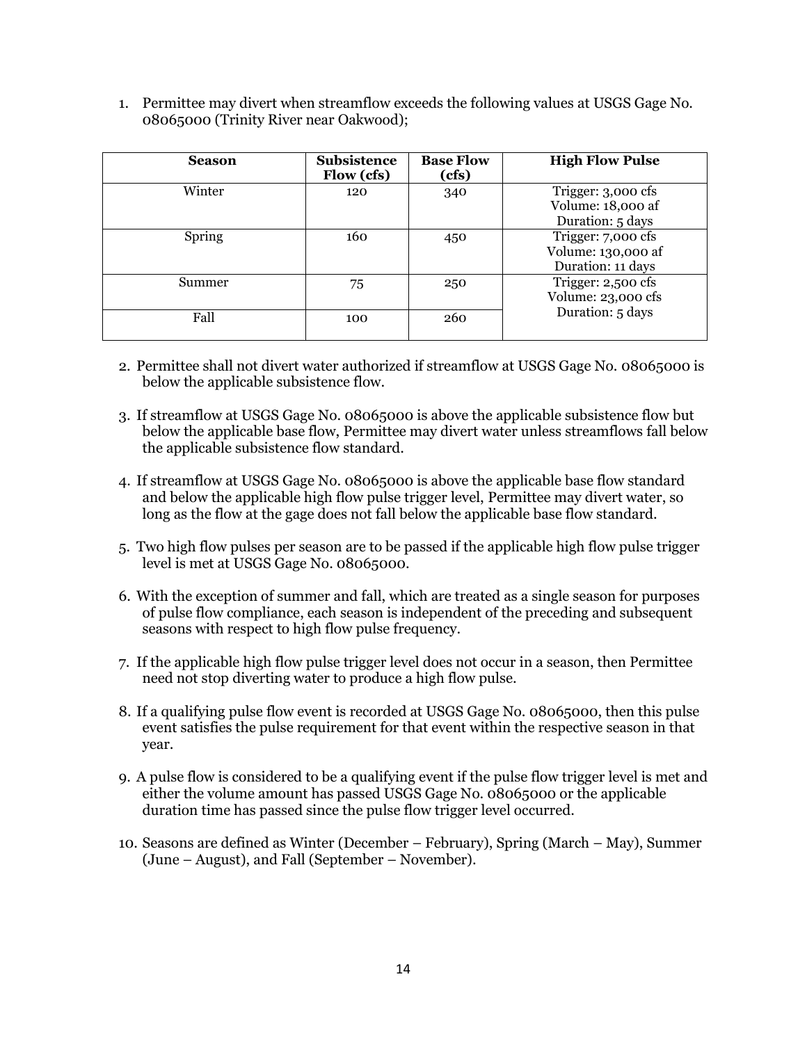1. Permittee may divert when streamflow exceeds the following values at USGS Gage No. 08065000 (Trinity River near Oakwood);

| Season | Subsistence Flow (cfs) | Base Flow (cfs) | High Flow Pulse |
|---|---|---|---|
| Winter | 120 | 340 | Trigger: 3,000 cfs<br>Volume: 18,000 af<br>Duration: 5 days |
| Spring | 160 | 450 | Trigger: 7,000 cfs<br>Volume: 130,000 af<br>Duration: 11 days |
| Summer | 75 | 250 | Trigger: 2,500 cfs<br>Volume: 23,000 cfs<br>Duration: 5 days |
| Fall | 100 | 260 | |

2. Permittee shall not divert water authorized if streamflow at USGS Gage No. 08065000 is below the applicable subsistence flow.

3. If streamflow at USGS Gage No. 08065000 is above the applicable subsistence flow but below the applicable base flow, Permittee may divert water unless streamflows fall below the applicable subsistence flow standard.

4. If streamflow at USGS Gage No. 08065000 is above the applicable base flow standard and below the applicable high flow pulse trigger level, Permittee may divert water, so long as the flow at the gage does not fall below the applicable base flow standard.

5. Two high flow pulses per season are to be passed if the applicable high flow pulse trigger level is met at USGS Gage No. 08065000.

6. With the exception of summer and fall, which are treated as a single season for purposes of pulse flow compliance, each season is independent of the preceding and subsequent seasons with respect to high flow pulse frequency.

7. If the applicable high flow pulse trigger level does not occur in a season, then Permittee need not stop diverting water to produce a high flow pulse.

8. If a qualifying pulse flow event is recorded at USGS Gage No. 08065000, then this pulse event satisfies the pulse requirement for that event within the respective season in that year.

9. A pulse flow is considered to be a qualifying event if the pulse flow trigger level is met and either the volume amount has passed USGS Gage No. 08065000 or the applicable duration time has passed since the pulse flow trigger level occurred.

10. Seasons are defined as Winter (December – February), Spring (March – May), Summer (June – August), and Fall (September – November).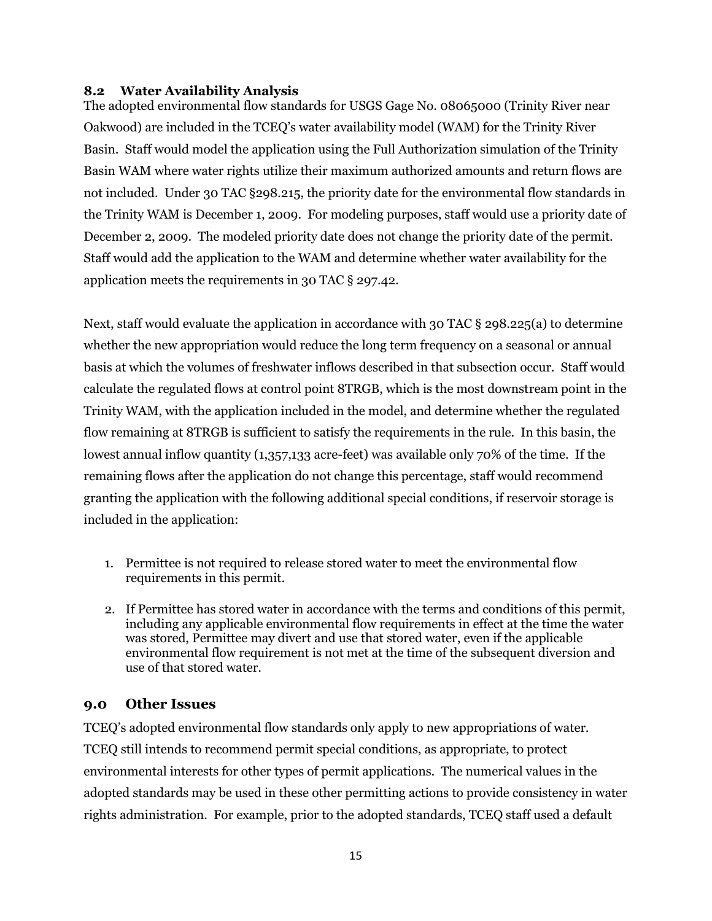### 8.2 Water Availability Analysis

The adopted environmental flow standards for USGS Gage No. 08065000 (Trinity River near Oakwood) are included in the TCEQ's water availability model (WAM) for the Trinity River Basin. Staff would model the application using the Full Authorization simulation of the Trinity Basin WAM where water rights utilize their maximum authorized amounts and return flows are not included. Under 30 TAC §298.215, the priority date for the environmental flow standards in the Trinity WAM is December 1, 2009. For modeling purposes, staff would use a priority date of December 2, 2009. The modeled priority date does not change the priority date of the permit. Staff would add the application to the WAM and determine whether water availability for the application meets the requirements in 30 TAC § 297.42.

Next, staff would evaluate the application in accordance with 30 TAC § 298.225(a) to determine whether the new appropriation would reduce the long term frequency on a seasonal or annual basis at which the volumes of freshwater inflows described in that subsection occur. Staff would calculate the regulated flows at control point 8TRGB, which is the most downstream point in the Trinity WAM, with the application included in the model, and determine whether the regulated flow remaining at 8TRGB is sufficient to satisfy the requirements in the rule. In this basin, the lowest annual inflow quantity (1,357,133 acre-feet) was available only 70% of the time. If the remaining flows after the application do not change this percentage, staff would recommend granting the application with the following additional special conditions, if reservoir storage is included in the application:

1. Permittee is not required to release stored water to meet the environmental flow requirements in this permit.
2. If Permittee has stored water in accordance with the terms and conditions of this permit, including any applicable environmental flow requirements in effect at the time the water was stored, Permittee may divert and use that stored water, even if the applicable environmental flow requirement is not met at the time of the subsequent diversion and use of that stored water.

## 9.0 Other Issues

TCEQ's adopted environmental flow standards only apply to new appropriations of water. TCEQ still intends to recommend permit special conditions, as appropriate, to protect environmental interests for other types of permit applications. The numerical values in the adopted standards may be used in these other permitting actions to provide consistency in water rights administration. For example, prior to the adopted standards, TCEQ staff used a default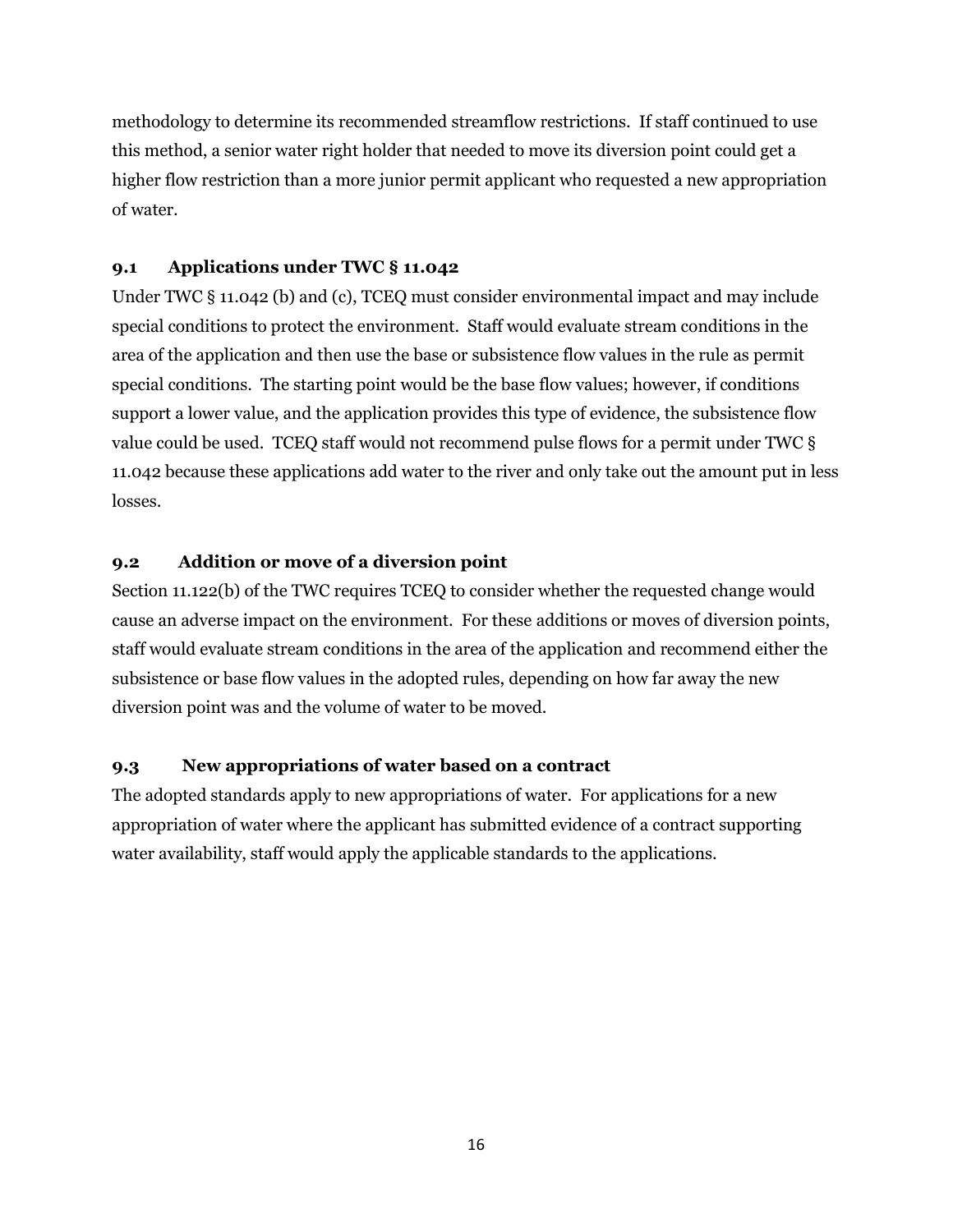methodology to determine its recommended streamflow restrictions. If staff continued to use this method, a senior water right holder that needed to move its diversion point could get a higher flow restriction than a more junior permit applicant who requested a new appropriation of water.

### 9.1 Applications under TWC § 11.042

Under TWC § 11.042 (b) and (c), TCEQ must consider environmental impact and may include special conditions to protect the environment. Staff would evaluate stream conditions in the area of the application and then use the base or subsistence flow values in the rule as permit special conditions. The starting point would be the base flow values; however, if conditions support a lower value, and the application provides this type of evidence, the subsistence flow value could be used. TCEQ staff would not recommend pulse flows for a permit under TWC § 11.042 because these applications add water to the river and only take out the amount put in less losses.

### 9.2 Addition or move of a diversion point

Section 11.122(b) of the TWC requires TCEQ to consider whether the requested change would cause an adverse impact on the environment. For these additions or moves of diversion points, staff would evaluate stream conditions in the area of the application and recommend either the subsistence or base flow values in the adopted rules, depending on how far away the new diversion point was and the volume of water to be moved.

### 9.3 New appropriations of water based on a contract

The adopted standards apply to new appropriations of water. For applications for a new appropriation of water where the applicant has submitted evidence of a contract supporting water availability, staff would apply the applicable standards to the applications.